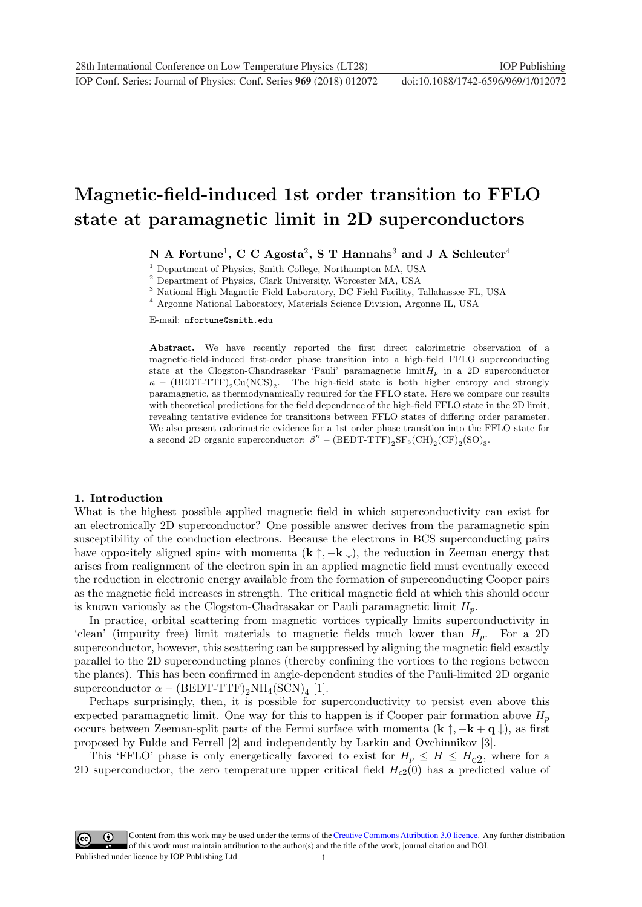# Magnetic-field-induced 1st order transition to FFLO state at paramagnetic limit in 2D superconductors

**N A Fortune[1], C C Agosta[2], S T Hannahs[3] and J A Schleuter[4]**

[1] Department of Physics, Smith College, Northampton MA, USA

[2] Department of Physics, Clark University, Worcester MA, USA

[3] National High Magnetic Field Laboratory, DC Field Facility, Tallahassee FL, USA

[4] Argonne National Laboratory, Materials Science Division, Argonne IL, USA

E-mail: nfortune@smith.edu

**Abstract.** We have recently reported the first direct calorimetric observation of a magnetic-field-induced first-order phase transition into a high-field FFLO superconducting state at the Clogston-Chandrasekar 'Pauli' paramagnetic limit $H_p$ in a 2D superconductor $\kappa-(\mathrm{BEDT\text{-}TTF})_2\mathrm{Cu(NCS)}_2$. The high-field state is both higher entropy and strongly paramagnetic, as thermodynamically required for the FFLO state. Here we compare our results with theoretical predictions for the field dependence of the high-field FFLO state in the 2D limit, revealing tentative evidence for transitions between FFLO states of differing order parameter. We also present calorimetric evidence for a 1st order phase transition into the FFLO state for a second 2D organic superconductor: $\beta''-(\mathrm{BEDT\text{-}TTF})_2\mathrm{SF_5(CH)_2(CF)_2(SO)_3}$.

## 1. Introduction

What is the highest possible applied magnetic field in which superconductivity can exist for an electronically 2D superconductor? One possible answer derives from the paramagnetic spin susceptibility of the conduction electrons. Because the electrons in BCS superconducting pairs have oppositely aligned spins with momenta $(\mathbf{k}\uparrow, -\mathbf{k}\downarrow)$, the reduction in Zeeman energy that arises from realignment of the electron spin in an applied magnetic field must eventually exceed the reduction in electronic energy available from the formation of superconducting Cooper pairs as the magnetic field increases in strength. The critical magnetic field at which this should occur is known variously as the Clogston-Chadrasakar or Pauli paramagnetic limit $H_p$.

In practice, orbital scattering from magnetic vortices typically limits superconductivity in 'clean' (impurity free) limit materials to magnetic fields much lower than $H_p$. For a 2D superconductor, however, this scattering can be suppressed by aligning the magnetic field exactly parallel to the 2D superconducting planes (thereby confining the vortices to the regions between the planes). This has been confirmed in angle-dependent studies of the Pauli-limited 2D organic superconductor $\alpha-(\mathrm{BEDT\text{-}TTF})_2\mathrm{NH_4(SCN)_4}$ [1].

Perhaps surprisingly, then, it is possible for superconductivity to persist even above this expected paramagnetic limit. One way for this to happen is if Cooper pair formation above $H_p$ occurs between Zeeman-split parts of the Fermi surface with momenta $(\mathbf{k}\uparrow, -\mathbf{k}+\mathbf{q}\downarrow)$, as first proposed by Fulde and Ferrell [2] and independently by Larkin and Ovchinnikov [3].

This 'FFLO' phase is only energetically favored to exist for $H_p \leq H \leq H_{c2}$, where for a 2D superconductor, the zero temperature upper critical field $H_{c2}(0)$ has a predicted value of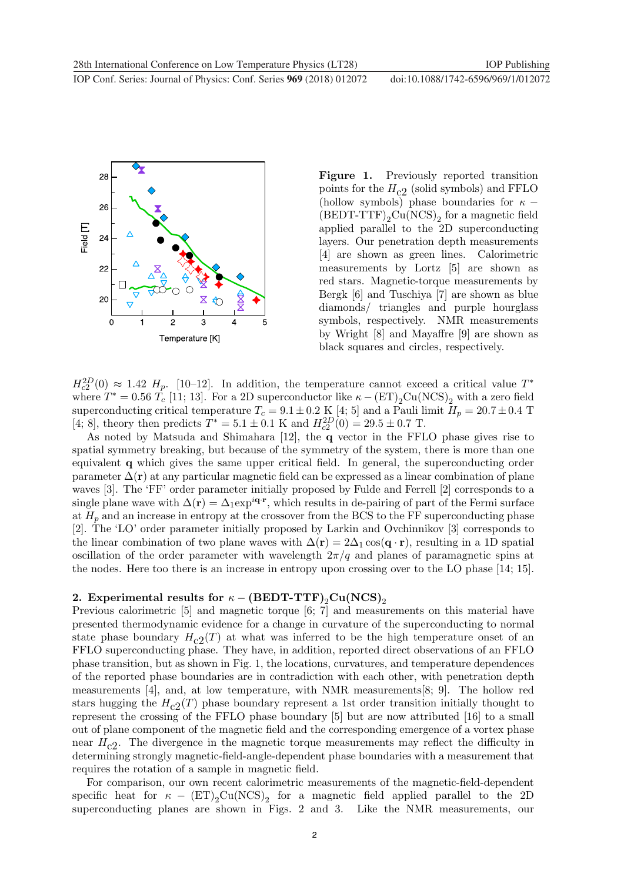**Figure 1.** Previously reported transition points for the $H_{c2}$ (solid symbols) and FFLO (hollow symbols) phase boundaries for $\kappa-(\text{BEDT-TTF})_2\text{Cu(NCS)}_2$ for a magnetic field applied parallel to the 2D superconducting layers. Our penetration depth measurements [4] are shown as green lines. Calorimetric measurements by Lortz [5] are shown as red stars. Magnetic-torque measurements by Bergk [6] and Tuschiya [7] are shown as blue diamonds/ triangles and purple hourglass symbols, respectively. NMR measurements by Wright [8] and Mayaffre [9] are shown as black squares and circles, respectively.

$H_{c2}^{2D}(0) \approx 1.42\ H_p$. [10–12]. In addition, the temperature cannot exceed a critical value $T^*$ where $T^* = 0.56\ T_c$ [11; 13]. For a 2D superconductor like $\kappa-(\text{ET})_2\text{Cu(NCS)}_2$ with a zero field superconducting critical temperature $T_c = 9.1 \pm 0.2$ K [4; 5] and a Pauli limit $H_p = 20.7 \pm 0.4$ T [4; 8], theory then predicts $T^* = 5.1 \pm 0.1$ K and $H_{c2}^{2D}(0) = 29.5 \pm 0.7$ T.

As noted by Matsuda and Shimahara [12], the $\mathbf{q}$ vector in the FFLO phase gives rise to spatial symmetry breaking, but because of the symmetry of the system, there is more than one equivalent $\mathbf{q}$ which gives the same upper critical field. In general, the superconducting order parameter $\Delta(\mathbf{r})$ at any particular magnetic field can be expressed as a linear combination of plane waves [3]. The 'FF' order parameter initially proposed by Fulde and Ferrell [2] corresponds to a single plane wave with $\Delta(\mathbf{r}) = \Delta_1 \exp^{i\mathbf{q}\cdot\mathbf{r}}$, which results in de-pairing of part of the Fermi surface at $H_p$ and an increase in entropy at the crossover from the BCS to the FF superconducting phase [2]. The 'LO' order parameter initially proposed by Larkin and Ovchinnikov [3] corresponds to the linear combination of two plane waves with $\Delta(\mathbf{r}) = 2\Delta_1 \cos(\mathbf{q}\cdot\mathbf{r})$, resulting in a 1D spatial oscillation of the order parameter with wavelength $2\pi/q$ and planes of paramagnetic spins at the nodes. Here too there is an increase in entropy upon crossing over to the LO phase [14; 15].

## 2. Experimental results for $\kappa-(\text{BEDT-TTF})_2\text{Cu(NCS)}_2$

Previous calorimetric [5] and magnetic torque [6; 7] and measurements on this material have presented thermodynamic evidence for a change in curvature of the superconducting to normal state phase boundary $H_{c2}(T)$ at what was inferred to be the high temperature onset of an FFLO superconducting phase. They have, in addition, reported direct observations of an FFLO phase transition, but as shown in Fig. 1, the locations, curvatures, and temperature dependences of the reported phase boundaries are in contradiction with each other, with penetration depth measurements [4], and, at low temperature, with NMR measurements[8; 9]. The hollow red stars hugging the $H_{c2}(T)$ phase boundary represent a 1st order transition initially thought to represent the crossing of the FFLO phase boundary [5] but are now attributed [16] to a small out of plane component of the magnetic field and the corresponding emergence of a vortex phase near $H_{c2}$. The divergence in the magnetic torque measurements may reflect the difficulty in determining strongly magnetic-field-angle-dependent phase boundaries with a measurement that requires the rotation of a sample in magnetic field.

For comparison, our own recent calorimetric measurements of the magnetic-field-dependent specific heat for $\kappa-(\text{ET})_2\text{Cu(NCS)}_2$ for a magnetic field applied parallel to the 2D superconducting planes are shown in Figs. 2 and 3. Like the NMR measurements, our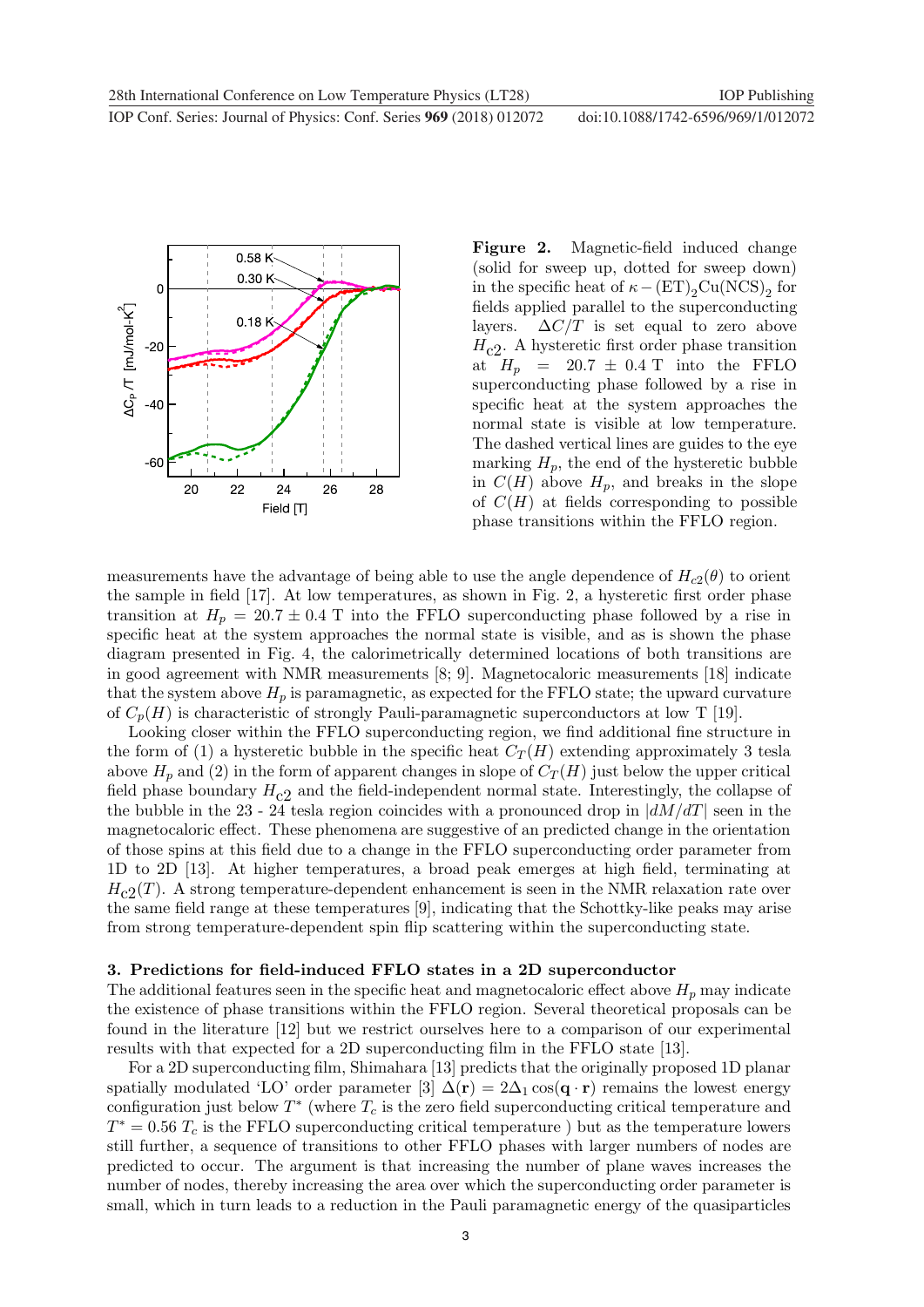**Figure 2.** Magnetic-field induced change (solid for sweep up, dotted for sweep down) in the specific heat of $\kappa-(\mathrm{ET})_2\mathrm{Cu(NCS)}_2$ for fields applied parallel to the superconducting layers. $\Delta C/T$ is set equal to zero above $H_{c2}$. A hysteretic first order phase transition at $H_p = 20.7 \pm 0.4$ T into the FFLO superconducting phase followed by a rise in specific heat at the system approaches the normal state is visible at low temperature. The dashed vertical lines are guides to the eye marking $H_p$, the end of the hysteretic bubble in $C(H)$ above $H_p$, and breaks in the slope of $C(H)$ at fields corresponding to possible phase transitions within the FFLO region.

measurements have the advantage of being able to use the angle dependence of $H_{c2}(\theta)$ to orient the sample in field [17]. At low temperatures, as shown in Fig. 2, a hysteretic first order phase transition at $H_p = 20.7 \pm 0.4$ T into the FFLO superconducting phase followed by a rise in specific heat at the system approaches the normal state is visible, and as is shown the phase diagram presented in Fig. 4, the calorimetrically determined locations of both transitions are in good agreement with NMR measurements [8; 9]. Magnetocaloric measurements [18] indicate that the system above $H_p$ is paramagnetic, as expected for the FFLO state; the upward curvature of $C_p(H)$ is characteristic of strongly Pauli-paramagnetic superconductors at low T [19].

Looking closer within the FFLO superconducting region, we find additional fine structure in the form of (1) a hysteretic bubble in the specific heat $C_T(H)$ extending approximately 3 tesla above $H_p$ and (2) in the form of apparent changes in slope of $C_T(H)$ just below the upper critical field phase boundary $H_{c2}$ and the field-independent normal state. Interestingly, the collapse of the bubble in the 23 - 24 tesla region coincides with a pronounced drop in $|dM/dT|$ seen in the magnetocaloric effect. These phenomena are suggestive of an predicted change in the orientation of those spins at this field due to a change in the FFLO superconducting order parameter from 1D to 2D [13]. At higher temperatures, a broad peak emerges at high field, terminating at $H_{c2}(T)$. A strong temperature-dependent enhancement is seen in the NMR relaxation rate over the same field range at these temperatures [9], indicating that the Schottky-like peaks may arise from strong temperature-dependent spin flip scattering within the superconducting state.

## 3. Predictions for field-induced FFLO states in a 2D superconductor

The additional features seen in the specific heat and magnetocaloric effect above $H_p$ may indicate the existence of phase transitions within the FFLO region. Several theoretical proposals can be found in the literature [12] but we restrict ourselves here to a comparison of our experimental results with that expected for a 2D superconducting film in the FFLO state [13].

For a 2D superconducting film, Shimahara [13] predicts that the originally proposed 1D planar spatially modulated 'LO' order parameter [3] $\Delta(\mathbf{r}) = 2\Delta_1 \cos(\mathbf{q} \cdot \mathbf{r})$ remains the lowest energy configuration just below $T^*$ (where $T_c$ is the zero field superconducting critical temperature and $T^* = 0.56\ T_c$ is the FFLO superconducting critical temperature ) but as the temperature lowers still further, a sequence of transitions to other FFLO phases with larger numbers of nodes are predicted to occur. The argument is that increasing the number of plane waves increases the number of nodes, thereby increasing the area over which the superconducting order parameter is small, which in turn leads to a reduction in the Pauli paramagnetic energy of the quasiparticles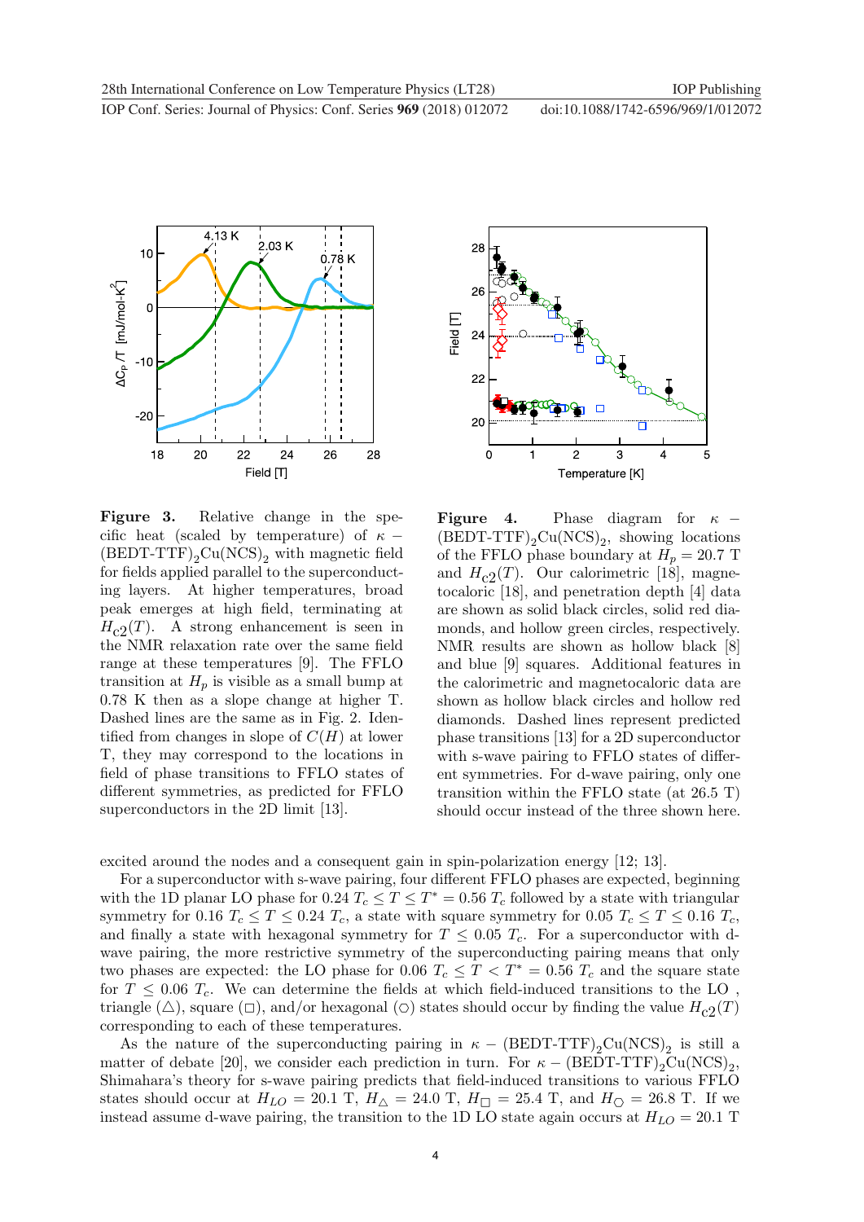**Figure 3.** Relative change in the specific heat (scaled by temperature) of $\kappa-(\text{BEDT-TTF})_2\text{Cu(NCS)}_2$ with magnetic field for fields applied parallel to the superconducting layers. At higher temperatures, broad peak emerges at high field, terminating at $H_{c2}(T)$. A strong enhancement is seen in the NMR relaxation rate over the same field range at these temperatures [9]. The FFLO transition at $H_p$ is visible as a small bump at 0.78 K then as a slope change at higher T. Dashed lines are the same as in Fig. 2. Identified from changes in slope of $C(H)$ at lower T, they may correspond to the locations in field of phase transitions to FFLO states of different symmetries, as predicted for FFLO superconductors in the 2D limit [13].

**Figure 4.** Phase diagram for $\kappa-(\text{BEDT-TTF})_2\text{Cu(NCS)}_2$, showing locations of the FFLO phase boundary at $H_p = 20.7$ T and $H_{c2}(T)$. Our calorimetric [18], magnetocaloric [18], and penetration depth [4] data are shown as solid black circles, solid red diamonds, and hollow green circles, respectively. NMR results are shown as hollow black [8] and blue [9] squares. Additional features in the calorimetric and magnetocaloric data are shown as hollow black circles and hollow red diamonds. Dashed lines represent predicted phase transitions [13] for a 2D superconductor with s-wave pairing to FFLO states of different symmetries. For d-wave pairing, only one transition within the FFLO state (at 26.5 T) should occur instead of the three shown here.

excited around the nodes and a consequent gain in spin-polarization energy [12; 13].

For a superconductor with s-wave pairing, four different FFLO phases are expected, beginning with the 1D planar LO phase for $0.24\ T_c \leq T \leq T^* = 0.56\ T_c$ followed by a state with triangular symmetry for $0.16\ T_c \leq T \leq 0.24\ T_c$, a state with square symmetry for $0.05\ T_c \leq T \leq 0.16\ T_c$, and finally a state with hexagonal symmetry for $T \leq 0.05\ T_c$. For a superconductor with d-wave pairing, the more restrictive symmetry of the superconducting pairing means that only two phases are expected: the LO phase for $0.06\ T_c \leq T < T^* = 0.56\ T_c$ and the square state for $T \leq 0.06\ T_c$. We can determine the fields at which field-induced transitions to the LO , triangle ($\triangle$), square ($\square$), and/or hexagonal ($\bigcirc$) states should occur by finding the value $H_{c2}(T)$ corresponding to each of these temperatures.

As the nature of the superconducting pairing in $\kappa-(\text{BEDT-TTF})_2\text{Cu(NCS)}_2$ is still a matter of debate [20], we consider each prediction in turn. For $\kappa-(\text{BEDT-TTF})_2\text{Cu(NCS)}_2$, Shimahara's theory for s-wave pairing predicts that field-induced transitions to various FFLO states should occur at $H_{LO} = 20.1$ T, $H_{\triangle} = 24.0$ T, $H_{\square} = 25.4$ T, and $H_{\bigcirc} = 26.8$ T. If we instead assume d-wave pairing, the transition to the 1D LO state again occurs at $H_{LO} = 20.1$ T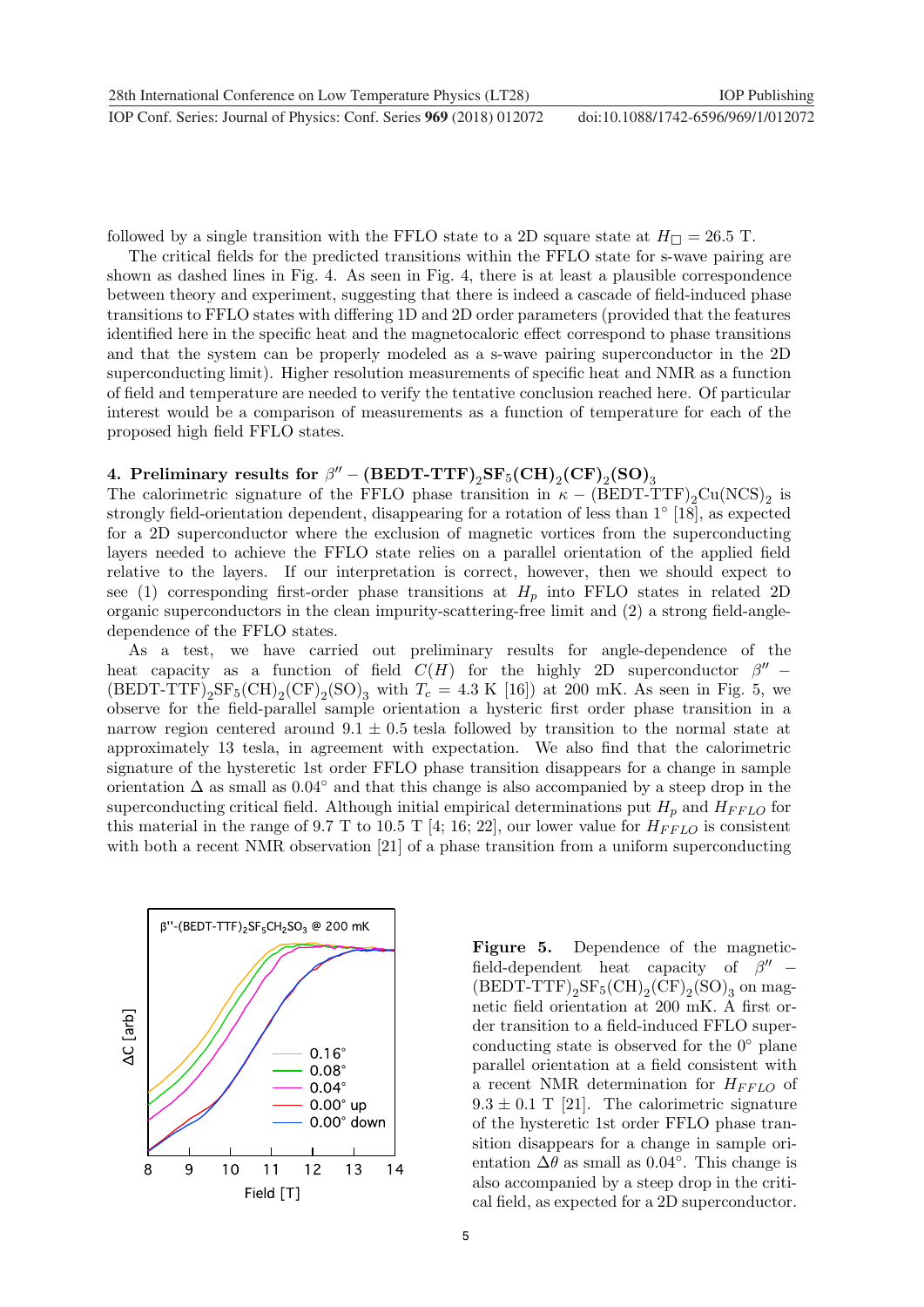followed by a single transition with the FFLO state to a 2D square state at $H_{\square} = 26.5$ T.

The critical fields for the predicted transitions within the FFLO state for s-wave pairing are shown as dashed lines in Fig. 4. As seen in Fig. 4, there is at least a plausible correspondence between theory and experiment, suggesting that there is indeed a cascade of field-induced phase transitions to FFLO states with differing 1D and 2D order parameters (provided that the features identified here in the specific heat and the magnetocaloric effect correspond to phase transitions and that the system can be properly modeled as a s-wave pairing superconductor in the 2D superconducting limit). Higher resolution measurements of specific heat and NMR as a function of field and temperature are needed to verify the tentative conclusion reached here. Of particular interest would be a comparison of measurements as a function of temperature for each of the proposed high field FFLO states.

## 4. Preliminary results for $\beta'' - (\mathrm{BEDT\text{-}TTF})_2\mathrm{SF}_5(\mathrm{CH})_2(\mathrm{CF})_2(\mathrm{SO})_3$

The calorimetric signature of the FFLO phase transition in $\kappa - (\mathrm{BEDT\text{-}TTF})_2\mathrm{Cu(NCS)}_2$ is strongly field-orientation dependent, disappearing for a rotation of less than 1° [18], as expected for a 2D superconductor where the exclusion of magnetic vortices from the superconducting layers needed to achieve the FFLO state relies on a parallel orientation of the applied field relative to the layers. If our interpretation is correct, however, then we should expect to see (1) corresponding first-order phase transitions at $H_p$ into FFLO states in related 2D organic superconductors in the clean impurity-scattering-free limit and (2) a strong field-angle-dependence of the FFLO states.

As a test, we have carried out preliminary results for angle-dependence of the heat capacity as a function of field $C(H)$ for the highly 2D superconductor $\beta'' - (\mathrm{BEDT\text{-}TTF})_2\mathrm{SF}_5(\mathrm{CH})_2(\mathrm{CF})_2(\mathrm{SO})_3$ with $T_c = 4.3$ K [16]) at 200 mK. As seen in Fig. 5, we observe for the field-parallel sample orientation a hysteric first order phase transition in a narrow region centered around $9.1 \pm 0.5$ tesla followed by transition to the normal state at approximately 13 tesla, in agreement with expectation. We also find that the calorimetric signature of the hysteretic 1st order FFLO phase transition disappears for a change in sample orientation $\Delta$ as small as 0.04° and that this change is also accompanied by a steep drop in the superconducting critical field. Although initial empirical determinations put $H_p$ and $H_{FFLO}$ for this material in the range of 9.7 T to 10.5 T [4; 16; 22], our lower value for $H_{FFLO}$ is consistent with both a recent NMR observation [21] of a phase transition from a uniform superconducting

**Figure 5.** Dependence of the magnetic-field-dependent heat capacity of $\beta'' - (\mathrm{BEDT\text{-}TTF})_2\mathrm{SF}_5(\mathrm{CH})_2(\mathrm{CF})_2(\mathrm{SO})_3$ on magnetic field orientation at 200 mK. A first order transition to a field-induced FFLO superconducting state is observed for the 0° plane parallel orientation at a field consistent with a recent NMR determination for $H_{FFLO}$ of $9.3 \pm 0.1$ T [21]. The calorimetric signature of the hysteretic 1st order FFLO phase transition disappears for a change in sample orientation $\Delta\theta$ as small as 0.04°. This change is also accompanied by a steep drop in the critical field, as expected for a 2D superconductor.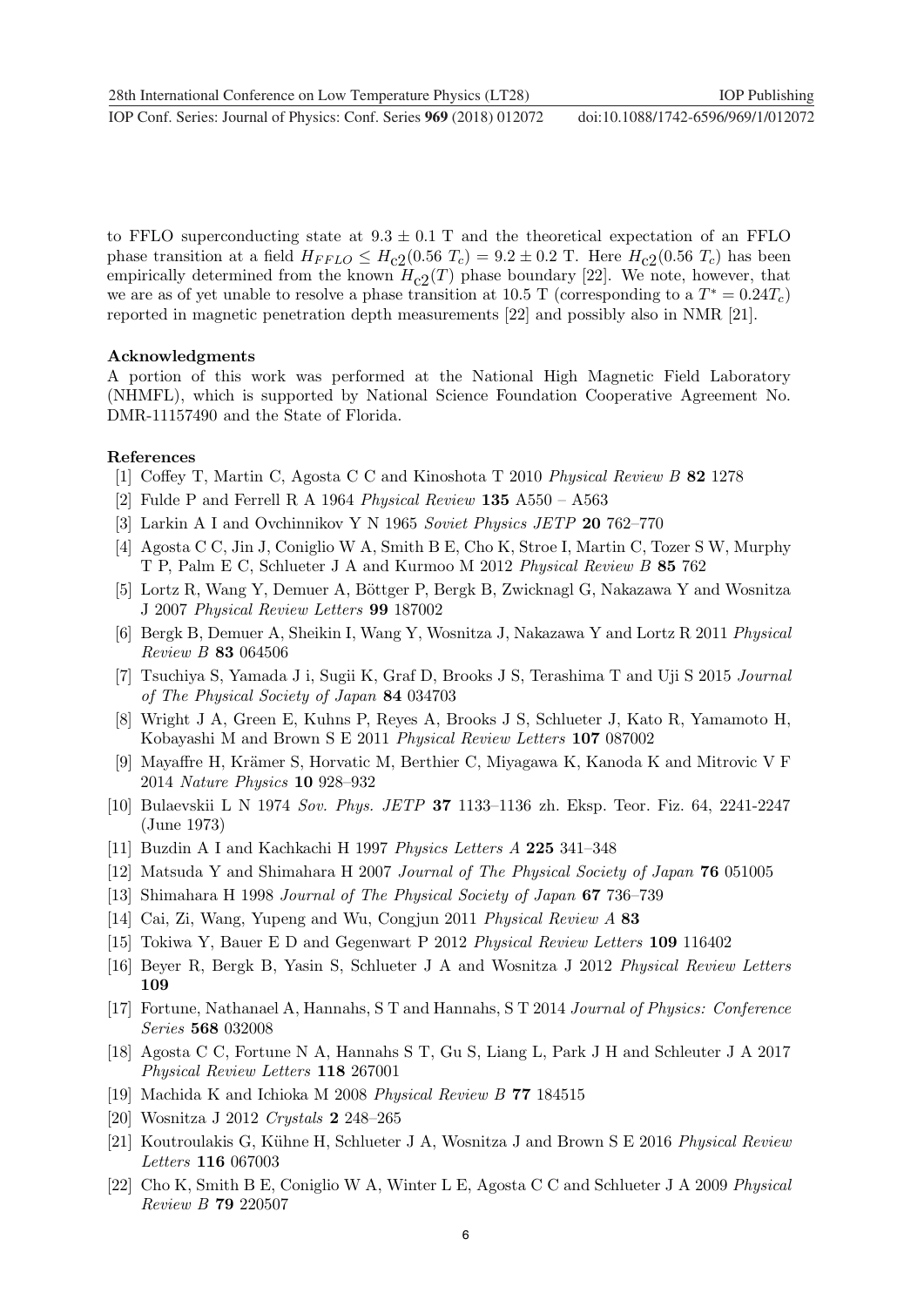to FFLO superconducting state at $9.3 \pm 0.1$ T and the theoretical expectation of an FFLO phase transition at a field $H_{FFLO} \leq H_{c2}(0.56\ T_c) = 9.2 \pm 0.2$ T. Here $H_{c2}(0.56\ T_c)$ has been empirically determined from the known $H_{c2}(T)$ phase boundary [22]. We note, however, that we are as of yet unable to resolve a phase transition at 10.5 T (corresponding to a $T^* = 0.24T_c$) reported in magnetic penetration depth measurements [22] and possibly also in NMR [21].

**Acknowledgments**

A portion of this work was performed at the National High Magnetic Field Laboratory (NHMFL), which is supported by National Science Foundation Cooperative Agreement No. DMR-11157490 and the State of Florida.

**References**

[1] Coffey T, Martin C, Agosta C C and Kinoshota T 2010 *Physical Review B* **82** 1278

[2] Fulde P and Ferrell R A 1964 *Physical Review* **135** A550 – A563

[3] Larkin A I and Ovchinnikov Y N 1965 *Soviet Physics JETP* **20** 762–770

[4] Agosta C C, Jin J, Coniglio W A, Smith B E, Cho K, Stroe I, Martin C, Tozer S W, Murphy T P, Palm E C, Schlueter J A and Kurmoo M 2012 *Physical Review B* **85** 762

[5] Lortz R, Wang Y, Demuer A, Böttger P, Bergk B, Zwicknagl G, Nakazawa Y and Wosnitza J 2007 *Physical Review Letters* **99** 187002

[6] Bergk B, Demuer A, Sheikin I, Wang Y, Wosnitza J, Nakazawa Y and Lortz R 2011 *Physical Review B* **83** 064506

[7] Tsuchiya S, Yamada J i, Sugii K, Graf D, Brooks J S, Terashima T and Uji S 2015 *Journal of The Physical Society of Japan* **84** 034703

[8] Wright J A, Green E, Kuhns P, Reyes A, Brooks J S, Schlueter J, Kato R, Yamamoto H, Kobayashi M and Brown S E 2011 *Physical Review Letters* **107** 087002

[9] Mayaffre H, Krämer S, Horvatic M, Berthier C, Miyagawa K, Kanoda K and Mitrovic V F 2014 *Nature Physics* **10** 928–932

[10] Bulaevskii L N 1974 *Sov. Phys. JETP* **37** 1133–1136 zh. Eksp. Teor. Fiz. 64, 2241-2247 (June 1973)

[11] Buzdin A I and Kachkachi H 1997 *Physics Letters A* **225** 341–348

[12] Matsuda Y and Shimahara H 2007 *Journal of The Physical Society of Japan* **76** 051005

[13] Shimahara H 1998 *Journal of The Physical Society of Japan* **67** 736–739

[14] Cai, Zi, Wang, Yupeng and Wu, Congjun 2011 *Physical Review A* **83**

[15] Tokiwa Y, Bauer E D and Gegenwart P 2012 *Physical Review Letters* **109** 116402

[16] Beyer R, Bergk B, Yasin S, Schlueter J A and Wosnitza J 2012 *Physical Review Letters* **109**

[17] Fortune, Nathanael A, Hannahs, S T and Hannahs, S T 2014 *Journal of Physics: Conference Series* **568** 032008

[18] Agosta C C, Fortune N A, Hannahs S T, Gu S, Liang L, Park J H and Schleuter J A 2017 *Physical Review Letters* **118** 267001

[19] Machida K and Ichioka M 2008 *Physical Review B* **77** 184515

[20] Wosnitza J 2012 *Crystals* **2** 248–265

[21] Koutroulakis G, Kühne H, Schlueter J A, Wosnitza J and Brown S E 2016 *Physical Review Letters* **116** 067003

[22] Cho K, Smith B E, Coniglio W A, Winter L E, Agosta C C and Schlueter J A 2009 *Physical Review B* **79** 220507